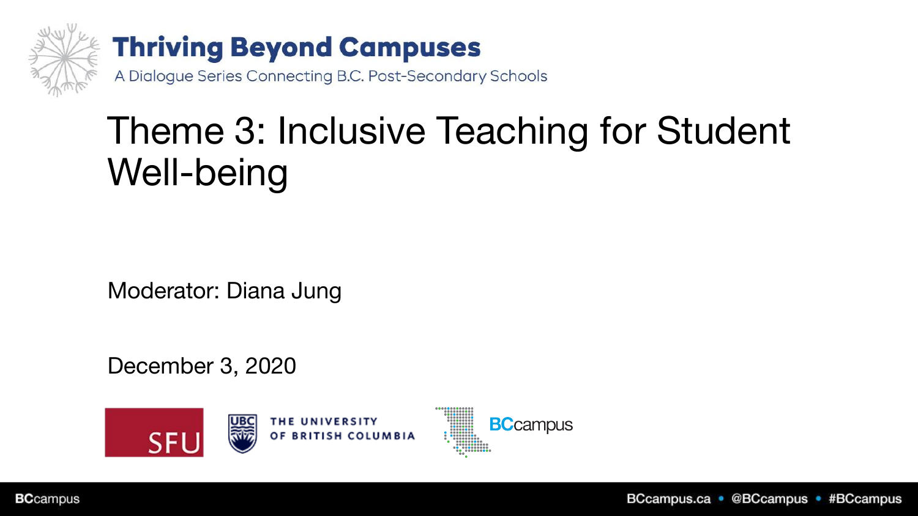**Thriving Beyond Campuses**

A Dialogue Series Connecting B.C. Post-Secondary Schools

# Theme 3: Inclusive Teaching for Student Well-being

Moderator: Diana Jung

December 3, 2020

SFU

THE UNIVERSITY OF BRITISH COLUMBIA

BCcampus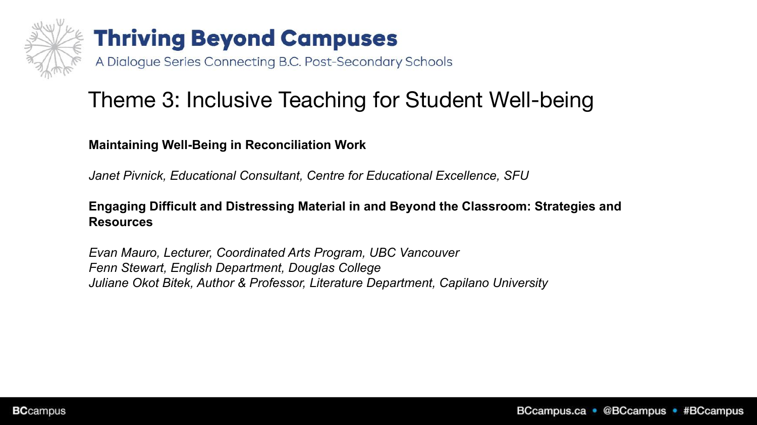# Thriving Beyond Campuses

A Dialogue Series Connecting B.C. Post-Secondary Schools

## Theme 3: Inclusive Teaching for Student Well-being

**Maintaining Well-Being in Reconciliation Work**

*Janet Pivnick, Educational Consultant, Centre for Educational Excellence, SFU*

**Engaging Difficult and Distressing Material in and Beyond the Classroom: Strategies and Resources**

*Evan Mauro, Lecturer, Coordinated Arts Program, UBC Vancouver*
*Fenn Stewart, English Department, Douglas College*
*Juliane Okot Bitek, Author & Professor, Literature Department, Capilano University*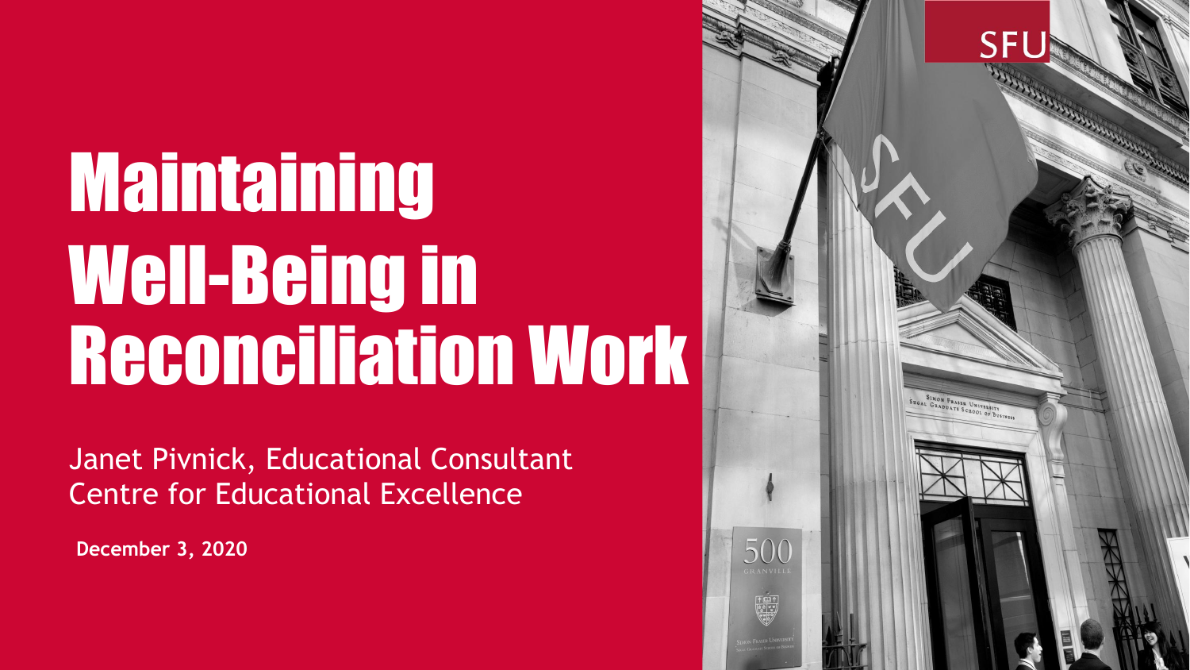# Maintaining Well-Being in Reconciliation Work

Janet Pivnick, Educational Consultant
Centre for Educational Excellence

**December 3, 2020**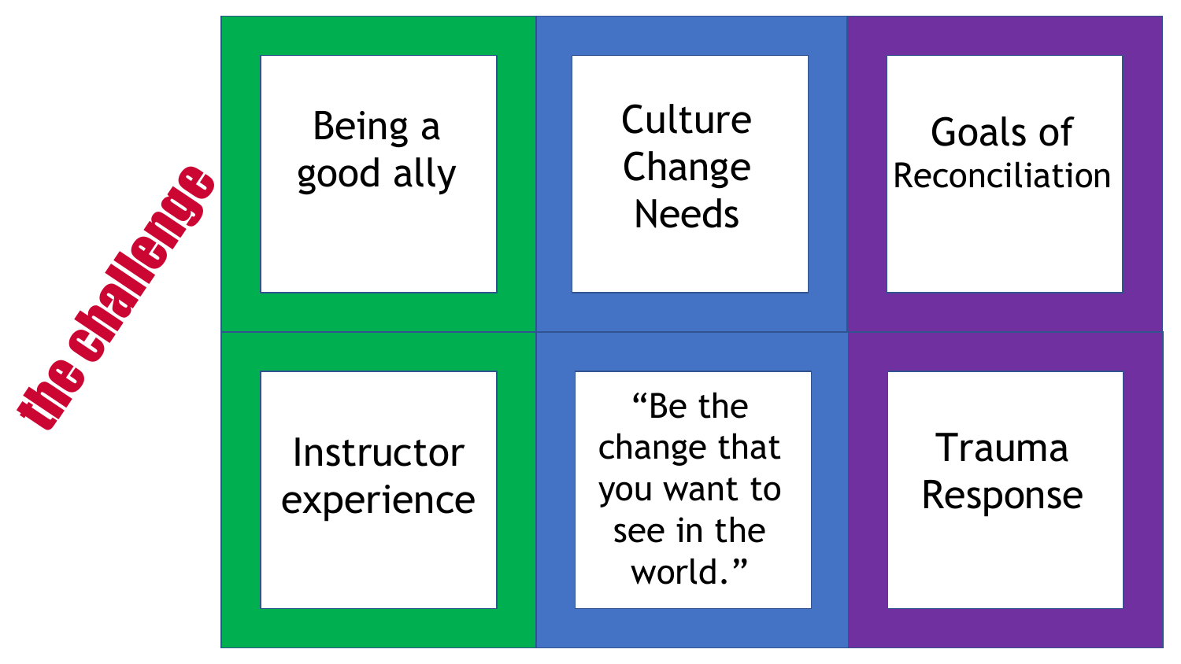# the challenge

| | | |
|---|---|---|
| Being a good ally | Culture Change Needs | Goals of Reconciliation |
| Instructor experience | "Be the change that you want to see in the world." | Trauma Response |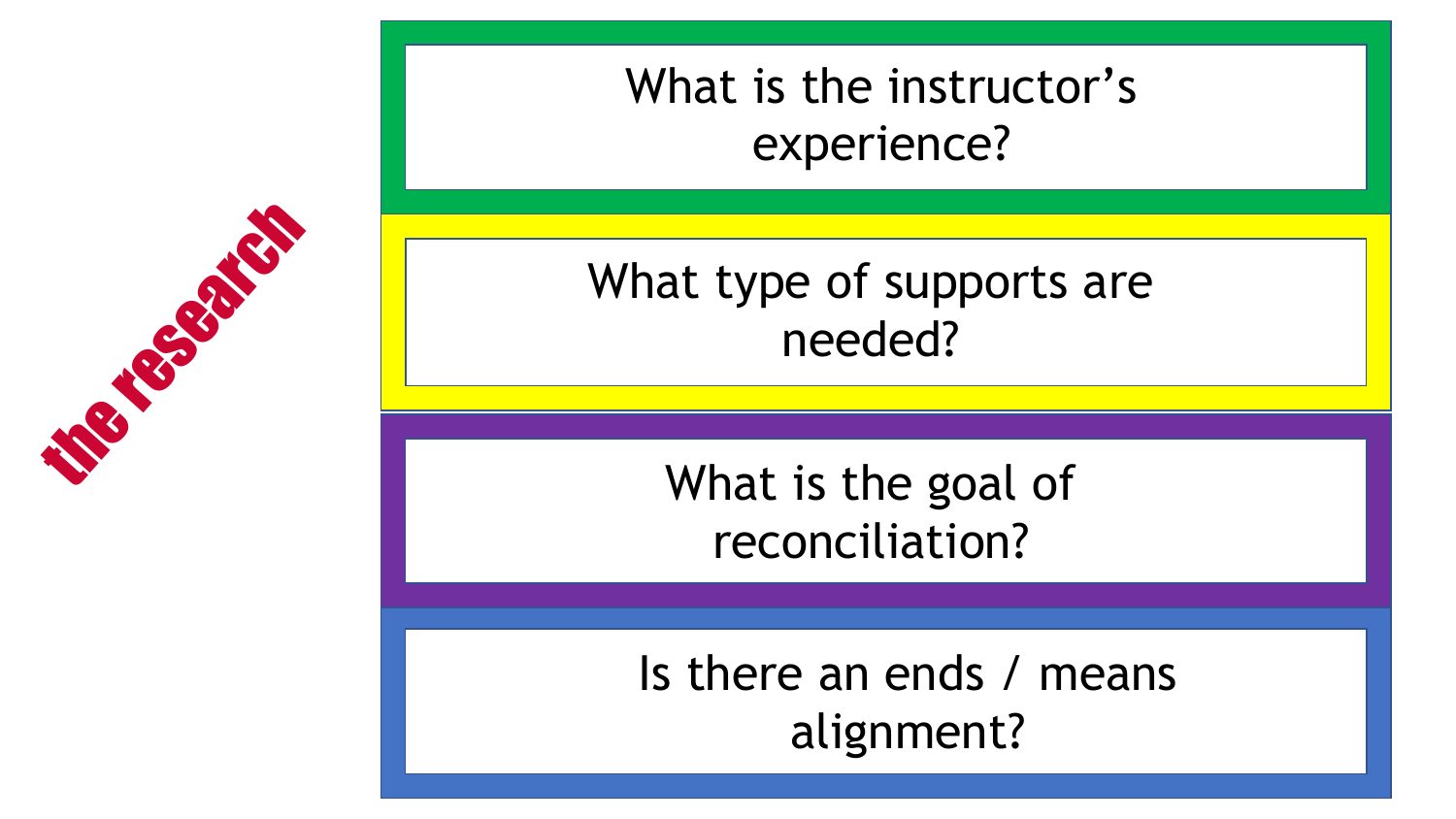# the research

- What is the instructor's experience?
- What type of supports are needed?
- What is the goal of reconciliation?
- Is there an ends / means alignment?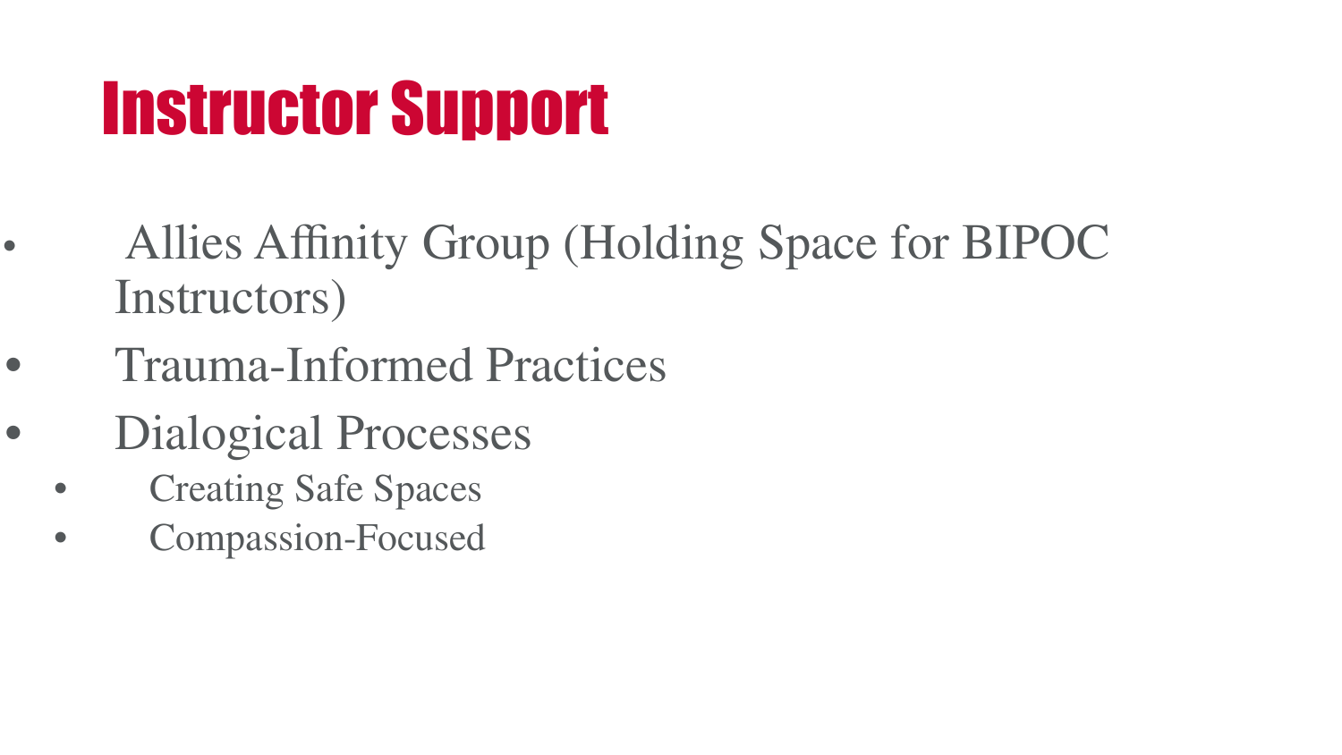# Instructor Support

- Allies Affinity Group (Holding Space for BIPOC Instructors)
- Trauma-Informed Practices
- Dialogical Processes
  - Creating Safe Spaces
  - Compassion-Focused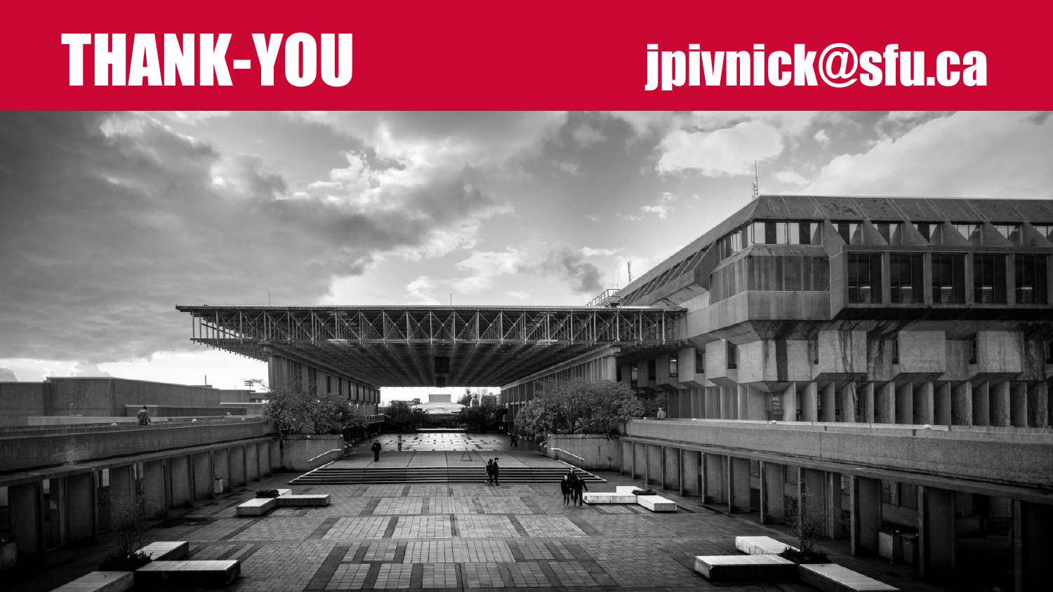# THANK-YOU

jpivnick@sfu.ca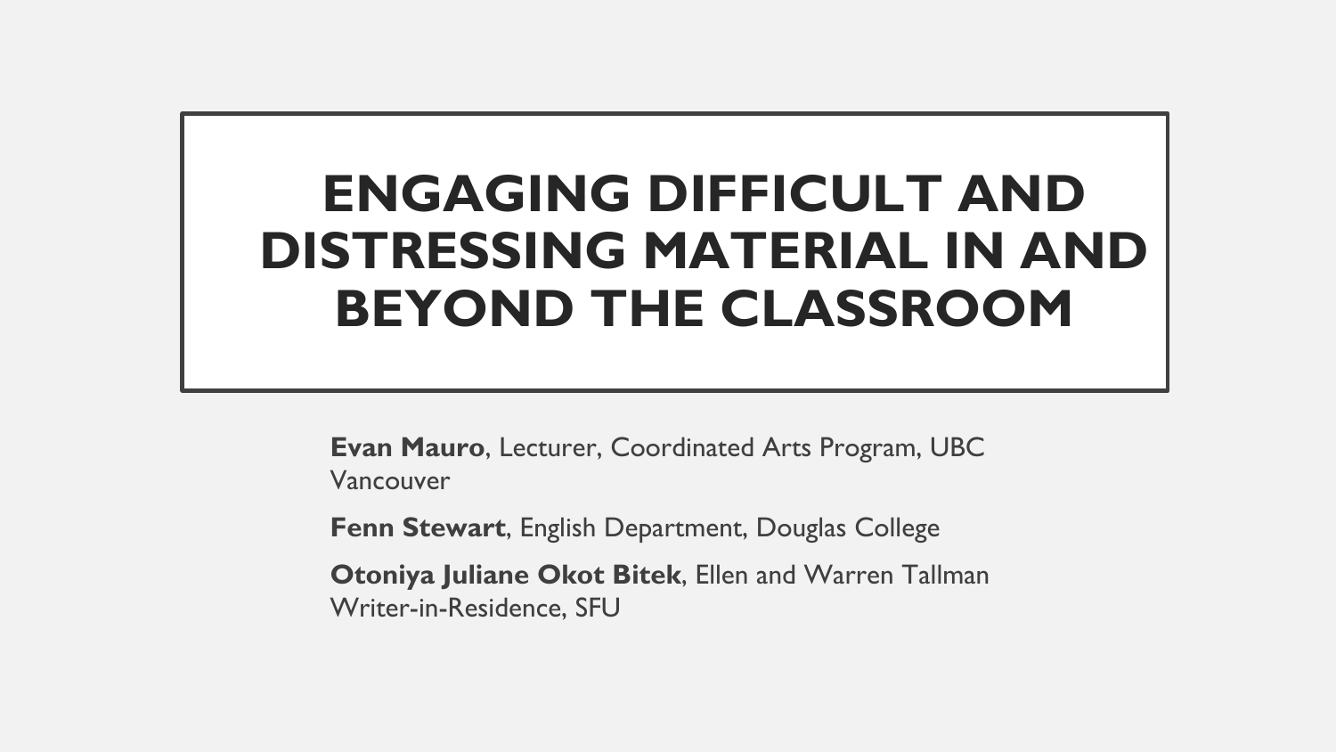# ENGAGING DIFFICULT AND DISTRESSING MATERIAL IN AND BEYOND THE CLASSROOM

**Evan Mauro**, Lecturer, Coordinated Arts Program, UBC Vancouver

**Fenn Stewart**, English Department, Douglas College

**Otoniya Juliane Okot Bitek**, Ellen and Warren Tallman Writer-in-Residence, SFU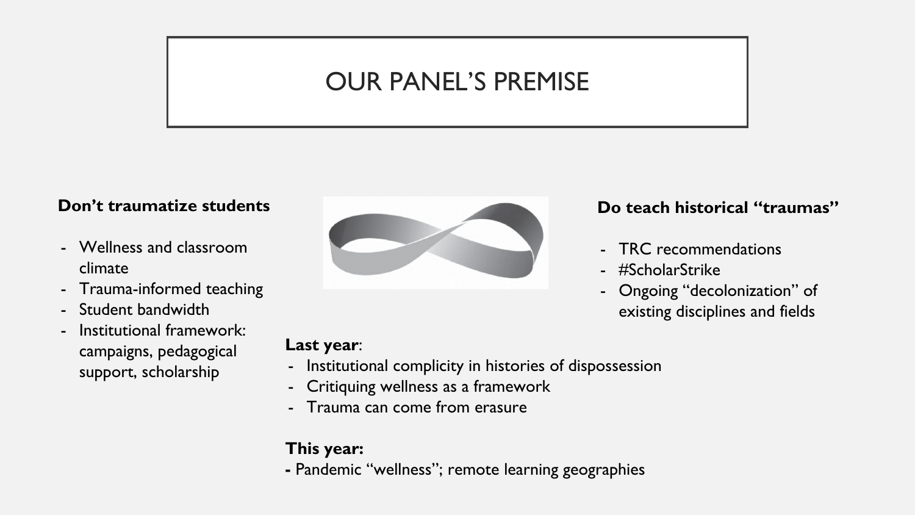# OUR PANEL'S PREMISE

**Don't traumatize students**

- Wellness and classroom climate
- Trauma-informed teaching
- Student bandwidth
- Institutional framework: campaigns, pedagogical support, scholarship

**Do teach historical "traumas"**

- TRC recommendations
- #ScholarStrike
- Ongoing "decolonization" of existing disciplines and fields

**Last year**:

- Institutional complicity in histories of dispossession
- Critiquing wellness as a framework
- Trauma can come from erasure

**This year:**

- Pandemic "wellness"; remote learning geographies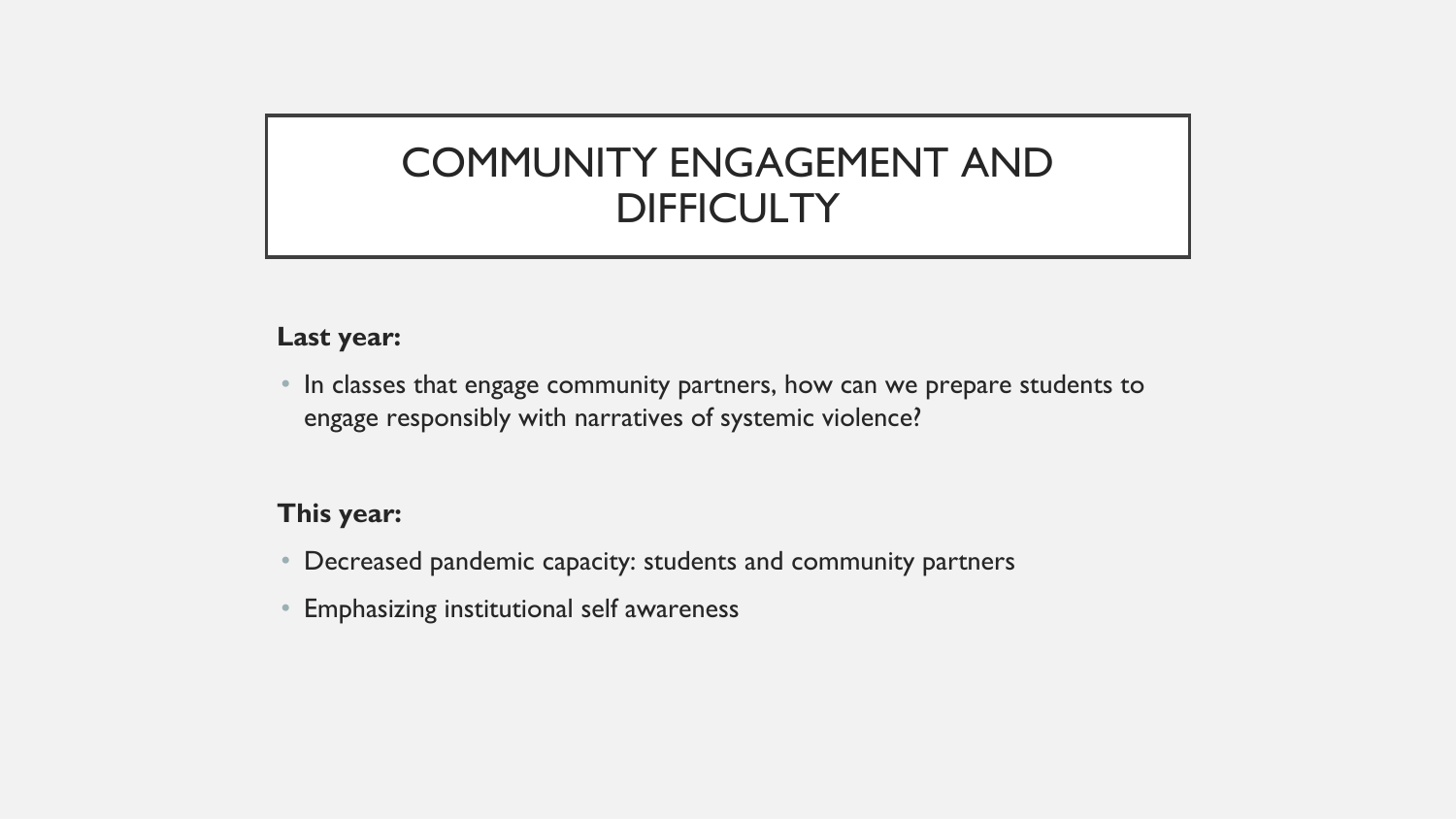# COMMUNITY ENGAGEMENT AND DIFFICULTY

**Last year:**

- In classes that engage community partners, how can we prepare students to engage responsibly with narratives of systemic violence?

**This year:**

- Decreased pandemic capacity: students and community partners
- Emphasizing institutional self awareness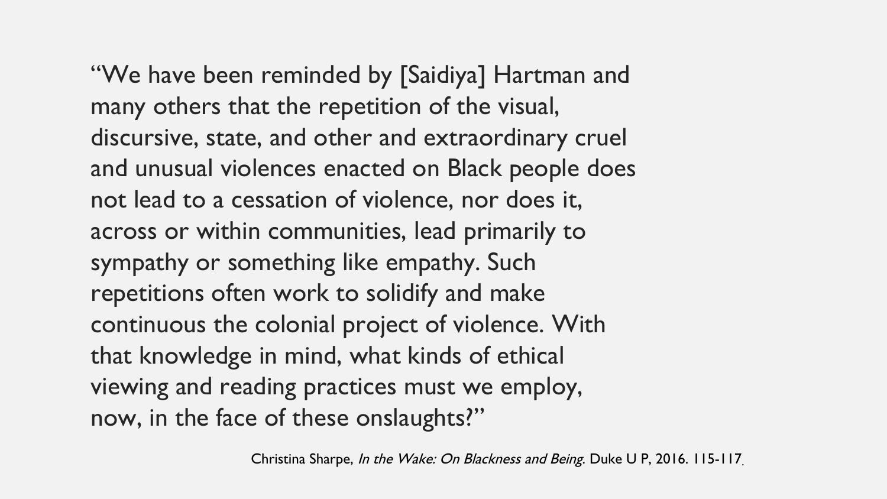"We have been reminded by [Saidiya] Hartman and many others that the repetition of the visual, discursive, state, and other and extraordinary cruel and unusual violences enacted on Black people does not lead to a cessation of violence, nor does it, across or within communities, lead primarily to sympathy or something like empathy. Such repetitions often work to solidify and make continuous the colonial project of violence. With that knowledge in mind, what kinds of ethical viewing and reading practices must we employ, now, in the face of these onslaughts?"

Christina Sharpe, *In the Wake: On Blackness and Being*. Duke U P, 2016. 115-117.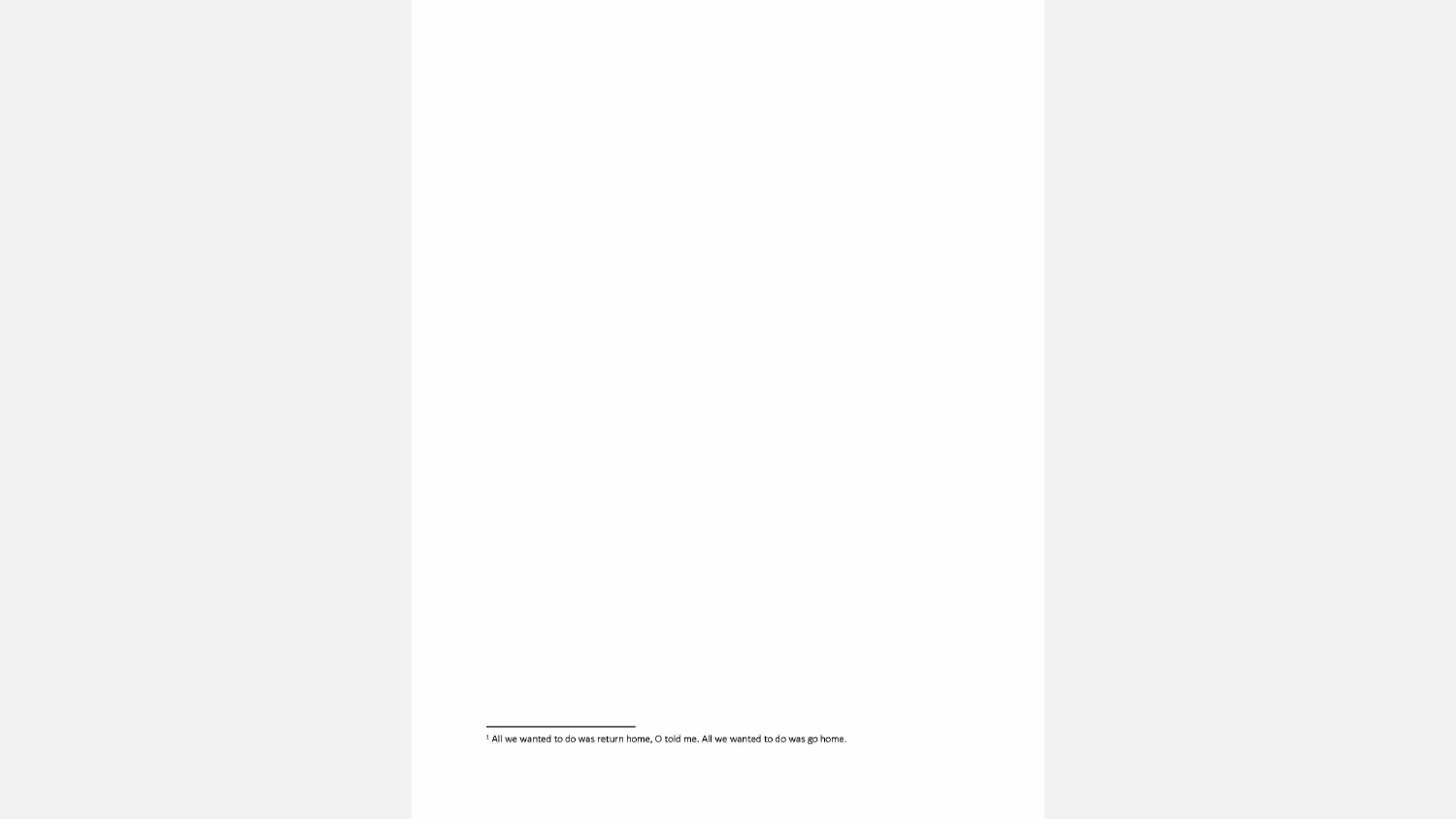[1] All we wanted to do was return home, O told me. All we wanted to do was go home.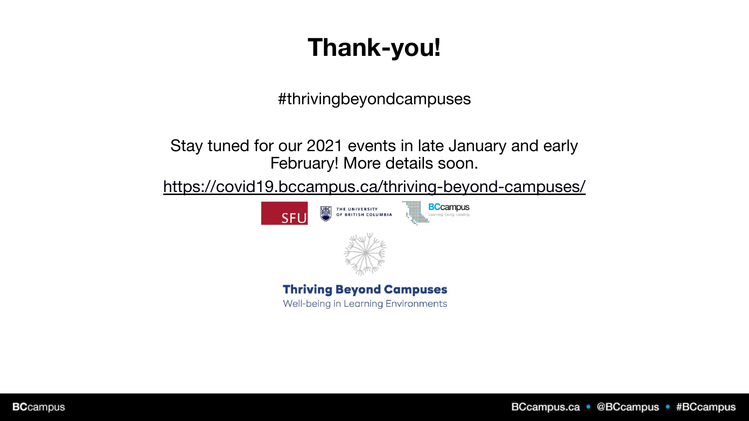# Thank-you!

#thrivingbeyondcampuses

Stay tuned for our 2021 events in late January and early February! More details soon.

https://covid19.bccampus.ca/thriving-beyond-campuses/

SFU

THE UNIVERSITY OF BRITISH COLUMBIA

BCcampus
Learning. Doing. Leading.

**Thriving Beyond Campuses**

Well-being in Learning Environments